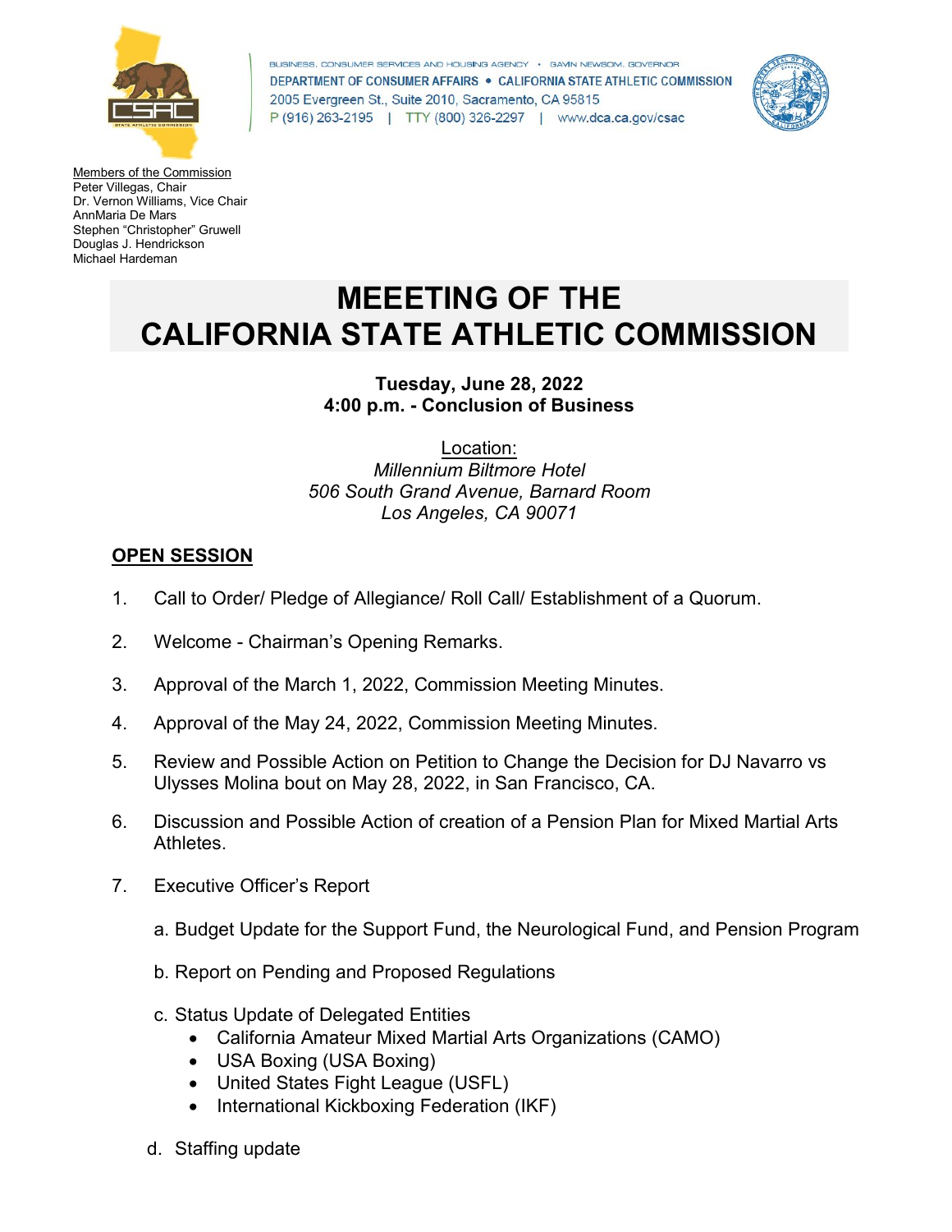BUSINESS, CONSUMER SERVICES AND HOUSING AGENCY • GAVIN NEWSOM, GOVERNOR
DEPARTMENT OF CONSUMER AFFAIRS • CALIFORNIA STATE ATHLETIC COMMISSION
2005 Evergreen St., Suite 2010, Sacramento, CA 95815
P (916) 263-2195 | TTY (800) 326-2297 | www.dca.ca.gov/csac

Members of the Commission
Peter Villegas, Chair
Dr. Vernon Williams, Vice Chair
AnnMaria De Mars
Stephen "Christopher" Gruwell
Douglas J. Hendrickson
Michael Hardeman

# MEEETING OF THE CALIFORNIA STATE ATHLETIC COMMISSION

**Tuesday, June 28, 2022**
**4:00 p.m. - Conclusion of Business**

Location:
*Millennium Biltmore Hotel*
*506 South Grand Avenue, Barnard Room*
*Los Angeles, CA 90071*

## OPEN SESSION

1. Call to Order/ Pledge of Allegiance/ Roll Call/ Establishment of a Quorum.
2. Welcome - Chairman's Opening Remarks.
3. Approval of the March 1, 2022, Commission Meeting Minutes.
4. Approval of the May 24, 2022, Commission Meeting Minutes.
5. Review and Possible Action on Petition to Change the Decision for DJ Navarro vs Ulysses Molina bout on May 28, 2022, in San Francisco, CA.
6. Discussion and Possible Action of creation of a Pension Plan for Mixed Martial Arts Athletes.
7. Executive Officer's Report

   a. Budget Update for the Support Fund, the Neurological Fund, and Pension Program

   b. Report on Pending and Proposed Regulations

   c. Status Update of Delegated Entities
      - California Amateur Mixed Martial Arts Organizations (CAMO)
      - USA Boxing (USA Boxing)
      - United States Fight League (USFL)
      - International Kickboxing Federation (IKF)

   d. Staffing update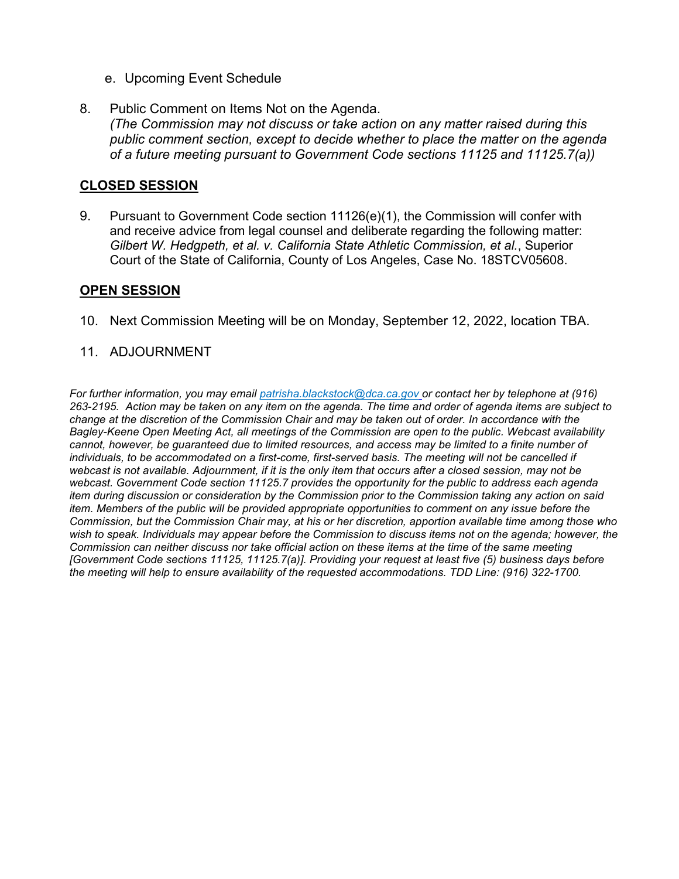e. Upcoming Event Schedule

8. Public Comment on Items Not on the Agenda.
*(The Commission may not discuss or take action on any matter raised during this public comment section, except to decide whether to place the matter on the agenda of a future meeting pursuant to Government Code sections 11125 and 11125.7(a))*

## CLOSED SESSION

9. Pursuant to Government Code section 11126(e)(1), the Commission will confer with and receive advice from legal counsel and deliberate regarding the following matter: *Gilbert W. Hedgpeth, et al. v. California State Athletic Commission, et al.*, Superior Court of the State of California, County of Los Angeles, Case No. 18STCV05608.

## OPEN SESSION

10. Next Commission Meeting will be on Monday, September 12, 2022, location TBA.

11. ADJOURNMENT

*For further information, you may email [patrisha.blackstock@dca.ca.gov](mailto:patrisha.blackstock@dca.ca.gov) or contact her by telephone at (916) 263-2195. Action may be taken on any item on the agenda. The time and order of agenda items are subject to change at the discretion of the Commission Chair and may be taken out of order. In accordance with the Bagley-Keene Open Meeting Act, all meetings of the Commission are open to the public. Webcast availability cannot, however, be guaranteed due to limited resources, and access may be limited to a finite number of individuals, to be accommodated on a first-come, first-served basis. The meeting will not be cancelled if webcast is not available. Adjournment, if it is the only item that occurs after a closed session, may not be webcast. Government Code section 11125.7 provides the opportunity for the public to address each agenda item during discussion or consideration by the Commission prior to the Commission taking any action on said item. Members of the public will be provided appropriate opportunities to comment on any issue before the Commission, but the Commission Chair may, at his or her discretion, apportion available time among those who wish to speak. Individuals may appear before the Commission to discuss items not on the agenda; however, the Commission can neither discuss nor take official action on these items at the time of the same meeting [Government Code sections 11125, 11125.7(a)]. Providing your request at least five (5) business days before the meeting will help to ensure availability of the requested accommodations. TDD Line: (916) 322-1700.*